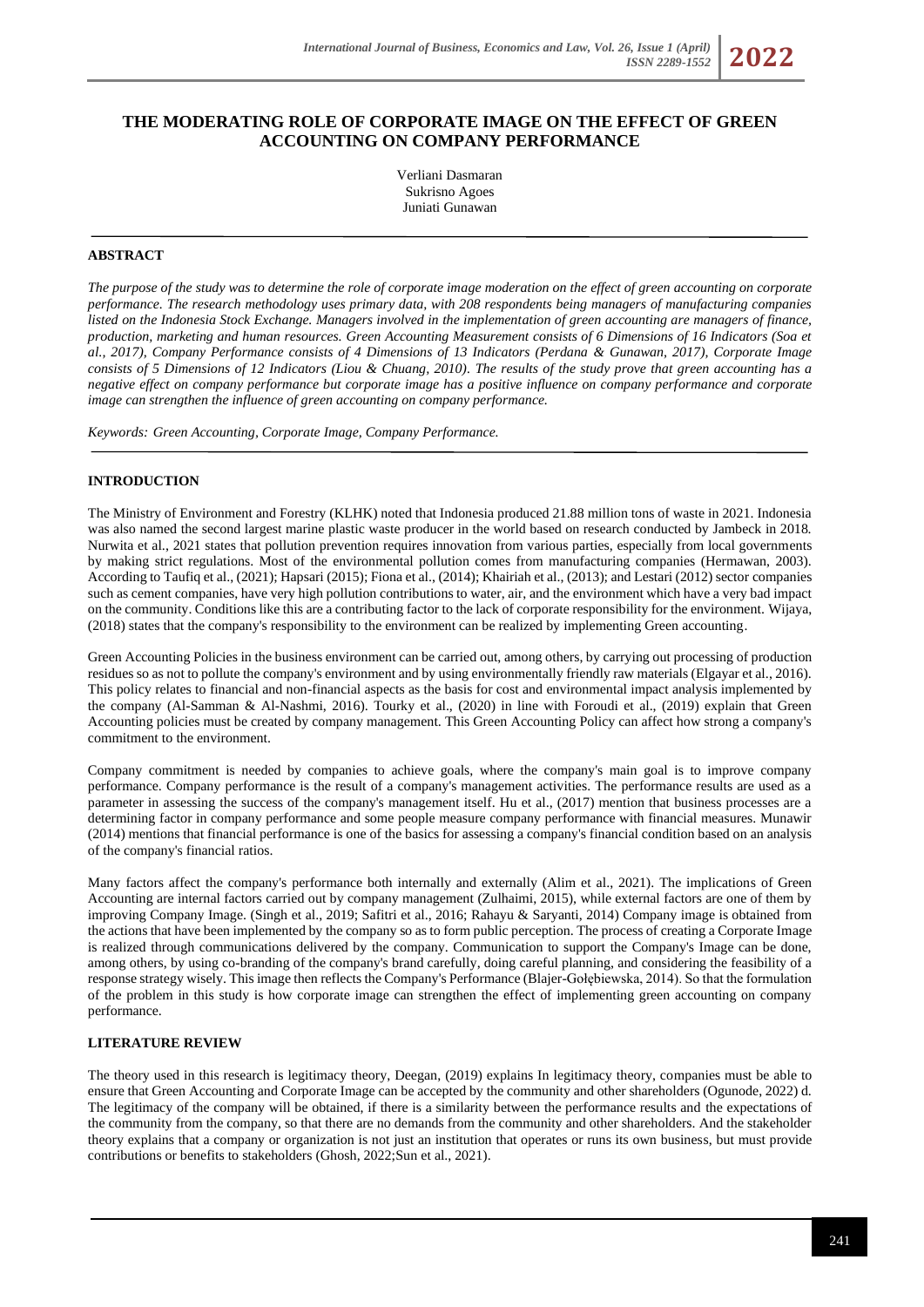# THE MODERATING ROLE OF CORPORATE IMAGE ON THE EFFECT OF GREEN ACCOUNTING ON COMPANY PERFORMANCE

Verliani Dasmaran
Sukrisno Agoes
Juniati Gunawan

## ABSTRACT

*The purpose of the study was to determine the role of corporate image moderation on the effect of green accounting on corporate performance. The research methodology uses primary data, with 208 respondents being managers of manufacturing companies listed on the Indonesia Stock Exchange. Managers involved in the implementation of green accounting are managers of finance, production, marketing and human resources. Green Accounting Measurement consists of 6 Dimensions of 16 Indicators (Soa et al., 2017), Company Performance consists of 4 Dimensions of 13 Indicators (Perdana & Gunawan, 2017), Corporate Image consists of 5 Dimensions of 12 Indicators (Liou & Chuang, 2010). The results of the study prove that green accounting has a negative effect on company performance but corporate image has a positive influence on company performance and corporate image can strengthen the influence of green accounting on company performance.*

*Keywords: Green Accounting, Corporate Image, Company Performance.*

## INTRODUCTION

The Ministry of Environment and Forestry (KLHK) noted that Indonesia produced 21.88 million tons of waste in 2021. Indonesia was also named the second largest marine plastic waste producer in the world based on research conducted by Jambeck in 2018. Nurwita et al., 2021 states that pollution prevention requires innovation from various parties, especially from local governments by making strict regulations. Most of the environmental pollution comes from manufacturing companies (Hermawan, 2003). According to Taufiq et al., (2021); Hapsari (2015); Fiona et al., (2014); Khairiah et al., (2013); and Lestari (2012) sector companies such as cement companies, have very high pollution contributions to water, air, and the environment which have a very bad impact on the community. Conditions like this are a contributing factor to the lack of corporate responsibility for the environment. Wijaya, (2018) states that the company's responsibility to the environment can be realized by implementing Green accounting.

Green Accounting Policies in the business environment can be carried out, among others, by carrying out processing of production residues so as not to pollute the company's environment and by using environmentally friendly raw materials (Elgayar et al., 2016). This policy relates to financial and non-financial aspects as the basis for cost and environmental impact analysis implemented by the company (Al-Samman & Al-Nashmi, 2016). Tourky et al., (2020) in line with Foroudi et al., (2019) explain that Green Accounting policies must be created by company management. This Green Accounting Policy can affect how strong a company's commitment to the environment.

Company commitment is needed by companies to achieve goals, where the company's main goal is to improve company performance. Company performance is the result of a company's management activities. The performance results are used as a parameter in assessing the success of the company's management itself. Hu et al., (2017) mention that business processes are a determining factor in company performance and some people measure company performance with financial measures. Munawir (2014) mentions that financial performance is one of the basics for assessing a company's financial condition based on an analysis of the company's financial ratios.

Many factors affect the company's performance both internally and externally (Alim et al., 2021). The implications of Green Accounting are internal factors carried out by company management (Zulhaimi, 2015), while external factors are one of them by improving Company Image. (Singh et al., 2019; Safitri et al., 2016; Rahayu & Saryanti, 2014) Company image is obtained from the actions that have been implemented by the company so as to form public perception. The process of creating a Corporate Image is realized through communications delivered by the company. Communication to support the Company's Image can be done, among others, by using co-branding of the company's brand carefully, doing careful planning, and considering the feasibility of a response strategy wisely. This image then reflects the Company's Performance (Blajer-Gołębiewska, 2014). So that the formulation of the problem in this study is how corporate image can strengthen the effect of implementing green accounting on company performance.

## LITERATURE REVIEW

The theory used in this research is legitimacy theory, Deegan, (2019) explains In legitimacy theory, companies must be able to ensure that Green Accounting and Corporate Image can be accepted by the community and other shareholders (Ogunode, 2022) d. The legitimacy of the company will be obtained, if there is a similarity between the performance results and the expectations of the community from the company, so that there are no demands from the community and other shareholders. And the stakeholder theory explains that a company or organization is not just an institution that operates or runs its own business, but must provide contributions or benefits to stakeholders (Ghosh, 2022;Sun et al., 2021).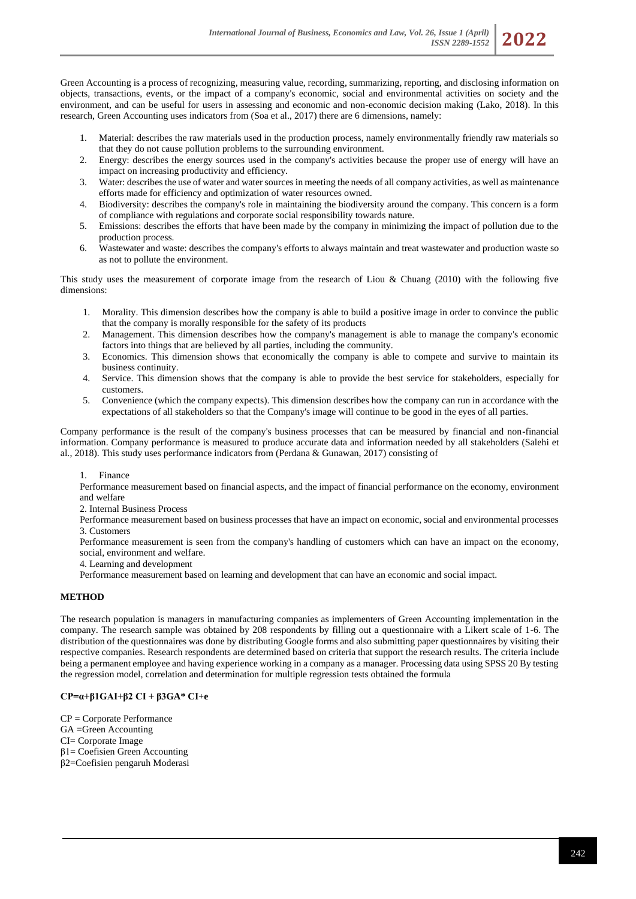Green Accounting is a process of recognizing, measuring value, recording, summarizing, reporting, and disclosing information on objects, transactions, events, or the impact of a company's economic, social and environmental activities on society and the environment, and can be useful for users in assessing and economic and non-economic decision making (Lako, 2018). In this research, Green Accounting uses indicators from (Soa et al., 2017) there are 6 dimensions, namely:

1. Material: describes the raw materials used in the production process, namely environmentally friendly raw materials so that they do not cause pollution problems to the surrounding environment.
2. Energy: describes the energy sources used in the company's activities because the proper use of energy will have an impact on increasing productivity and efficiency.
3. Water: describes the use of water and water sources in meeting the needs of all company activities, as well as maintenance efforts made for efficiency and optimization of water resources owned.
4. Biodiversity: describes the company's role in maintaining the biodiversity around the company. This concern is a form of compliance with regulations and corporate social responsibility towards nature.
5. Emissions: describes the efforts that have been made by the company in minimizing the impact of pollution due to the production process.
6. Wastewater and waste: describes the company's efforts to always maintain and treat wastewater and production waste so as not to pollute the environment.

This study uses the measurement of corporate image from the research of Liou & Chuang (2010) with the following five dimensions:

1. Morality. This dimension describes how the company is able to build a positive image in order to convince the public that the company is morally responsible for the safety of its products
2. Management. This dimension describes how the company's management is able to manage the company's economic factors into things that are believed by all parties, including the community.
3. Economics. This dimension shows that economically the company is able to compete and survive to maintain its business continuity.
4. Service. This dimension shows that the company is able to provide the best service for stakeholders, especially for customers.
5. Convenience (which the company expects). This dimension describes how the company can run in accordance with the expectations of all stakeholders so that the Company's image will continue to be good in the eyes of all parties.

Company performance is the result of the company's business processes that can be measured by financial and non-financial information. Company performance is measured to produce accurate data and information needed by all stakeholders (Salehi et al., 2018). This study uses performance indicators from (Perdana & Gunawan, 2017) consisting of

1. Finance
Performance measurement based on financial aspects, and the impact of financial performance on the economy, environment and welfare
2. Internal Business Process
Performance measurement based on business processes that have an impact on economic, social and environmental processes
3. Customers
Performance measurement is seen from the company's handling of customers which can have an impact on the economy, social, environment and welfare.
4. Learning and development
Performance measurement based on learning and development that can have an economic and social impact.

## METHOD

The research population is managers in manufacturing companies as implementers of Green Accounting implementation in the company. The research sample was obtained by 208 respondents by filling out a questionnaire with a Likert scale of 1-6. The distribution of the questionnaires was done by distributing Google forms and also submitting paper questionnaires by visiting their respective companies. Research respondents are determined based on criteria that support the research results. The criteria include being a permanent employee and having experience working in a company as a manager. Processing data using SPSS 20 By testing the regression model, correlation and determination for multiple regression tests obtained the formula

$$CP=\alpha+\beta_1 GAI+\beta_2 CI + \beta_3 GA^* CI+e$$

CP = Corporate Performance
GA =Green Accounting
CI= Corporate Image
$\beta_1$= Coefisien Green Accounting
$\beta_2$=Coefisien pengaruh Moderasi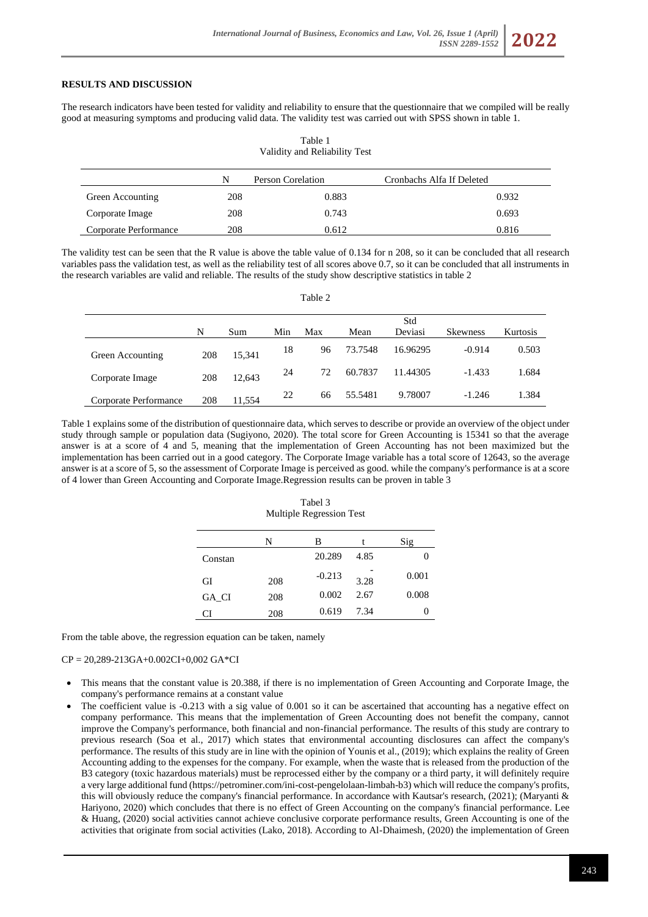**RESULTS AND DISCUSSION**

The research indicators have been tested for validity and reliability to ensure that the questionnaire that we compiled will be really good at measuring symptoms and producing valid data. The validity test was carried out with SPSS shown in table 1.

Table 1
Validity and Reliability Test

| | N | Person Corelation | Cronbachs Alfa If Deleted |
|---|---|---|---|
| Green Accounting | 208 | 0.883 | 0.932 |
| Corporate Image | 208 | 0.743 | 0.693 |
| Corporate Performance | 208 | 0.612 | 0.816 |

The validity test can be seen that the R value is above the table value of 0.134 for n 208, so it can be concluded that all research variables pass the validation test, as well as the reliability test of all scores above 0.7, so it can be concluded that all instruments in the research variables are valid and reliable. The results of the study show descriptive statistics in table 2

Table 2

| | N | Sum | Min | Max | Mean | Std Deviasi | Skewness | Kurtosis |
|---|---|---|---|---|---|---|---|---|
| Green Accounting | 208 | 15,341 | 18 | 96 | 73.7548 | 16.96295 | -0.914 | 0.503 |
| Corporate Image | 208 | 12,643 | 24 | 72 | 60.7837 | 11.44305 | -1.433 | 1.684 |
| Corporate Performance | 208 | 11,554 | 22 | 66 | 55.5481 | 9.78007 | -1.246 | 1.384 |

Table 1 explains some of the distribution of questionnaire data, which serves to describe or provide an overview of the object under study through sample or population data (Sugiyono, 2020). The total score for Green Accounting is 15341 so that the average answer is at a score of 4 and 5, meaning that the implementation of Green Accounting has not been maximized but the implementation has been carried out in a good category. The Corporate Image variable has a total score of 12643, so the average answer is at a score of 5, so the assessment of Corporate Image is perceived as good. while the company's performance is at a score of 4 lower than Green Accounting and Corporate Image.Regression results can be proven in table 3

Tabel 3
Multiple Regression Test

| | N | B | t | Sig |
|---|---|---|---|---|
| Constan | | 20.289 | 4.85 | 0 |
| GI | 208 | -0.213 | -3.28 | 0.001 |
| GA_CI | 208 | 0.002 | 2.67 | 0.008 |
| CI | 208 | 0.619 | 7.34 | 0 |

From the table above, the regression equation can be taken, namely

CP = 20,289-213GA+0.002CI+0,002 GA*CI

- This means that the constant value is 20.388, if there is no implementation of Green Accounting and Corporate Image, the company's performance remains at a constant value
- The coefficient value is -0.213 with a sig value of 0.001 so it can be ascertained that accounting has a negative effect on company performance. This means that the implementation of Green Accounting does not benefit the company, cannot improve the Company's performance, both financial and non-financial performance. The results of this study are contrary to previous research (Soa et al., 2017) which states that environmental accounting disclosures can affect the company's performance. The results of this study are in line with the opinion of Younis et al., (2019); which explains the reality of Green Accounting adding to the expenses for the company. For example, when the waste that is released from the production of the B3 category (toxic hazardous materials) must be reprocessed either by the company or a third party, it will definitely require a very large additional fund (https://petrominer.com/ini-cost-pengelolaan-limbah-b3) which will reduce the company's profits, this will obviously reduce the company's financial performance. In accordance with Kautsar's research, (2021); (Maryanti & Hariyono, 2020) which concludes that there is no effect of Green Accounting on the company's financial performance. Lee & Huang, (2020) social activities cannot achieve conclusive corporate performance results, Green Accounting is one of the activities that originate from social activities (Lako, 2018). According to Al-Dhaimesh, (2020) the implementation of Green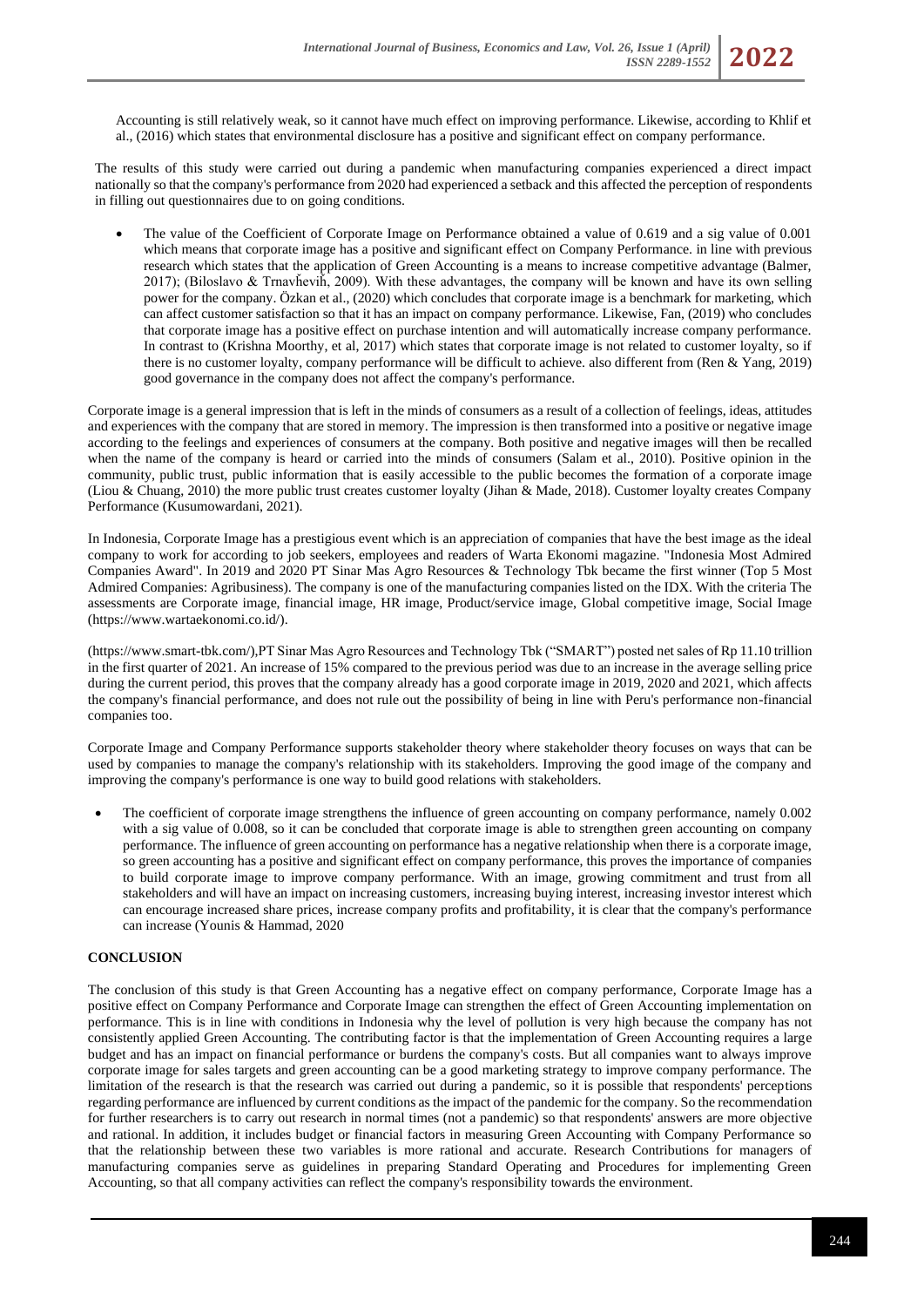Accounting is still relatively weak, so it cannot have much effect on improving performance. Likewise, according to Khlif et al., (2016) which states that environmental disclosure has a positive and significant effect on company performance.

The results of this study were carried out during a pandemic when manufacturing companies experienced a direct impact nationally so that the company's performance from 2020 had experienced a setback and this affected the perception of respondents in filling out questionnaires due to on going conditions.

- The value of the Coefficient of Corporate Image on Performance obtained a value of 0.619 and a sig value of 0.001 which means that corporate image has a positive and significant effect on Company Performance. in line with previous research which states that the application of Green Accounting is a means to increase competitive advantage (Balmer, 2017); (Biloslavo & Trnavčevič, 2009). With these advantages, the company will be known and have its own selling power for the company. Özkan et al., (2020) which concludes that corporate image is a benchmark for marketing, which can affect customer satisfaction so that it has an impact on company performance. Likewise, Fan, (2019) who concludes that corporate image has a positive effect on purchase intention and will automatically increase company performance. In contrast to (Krishna Moorthy, et al, 2017) which states that corporate image is not related to customer loyalty, so if there is no customer loyalty, company performance will be difficult to achieve. also different from (Ren & Yang, 2019) good governance in the company does not affect the company's performance.

Corporate image is a general impression that is left in the minds of consumers as a result of a collection of feelings, ideas, attitudes and experiences with the company that are stored in memory. The impression is then transformed into a positive or negative image according to the feelings and experiences of consumers at the company. Both positive and negative images will then be recalled when the name of the company is heard or carried into the minds of consumers (Salam et al., 2010). Positive opinion in the community, public trust, public information that is easily accessible to the public becomes the formation of a corporate image (Liou & Chuang, 2010) the more public trust creates customer loyalty (Jihan & Made, 2018). Customer loyalty creates Company Performance (Kusumowardani, 2021).

In Indonesia, Corporate Image has a prestigious event which is an appreciation of companies that have the best image as the ideal company to work for according to job seekers, employees and readers of Warta Ekonomi magazine. "Indonesia Most Admired Companies Award". In 2019 and 2020 PT Sinar Mas Agro Resources & Technology Tbk became the first winner (Top 5 Most Admired Companies: Agribusiness). The company is one of the manufacturing companies listed on the IDX. With the criteria The assessments are Corporate image, financial image, HR image, Product/service image, Global competitive image, Social Image (https://www.wartaekonomi.co.id/).

(https://www.smart-tbk.com/),PT Sinar Mas Agro Resources and Technology Tbk ("SMART") posted net sales of Rp 11.10 trillion in the first quarter of 2021. An increase of 15% compared to the previous period was due to an increase in the average selling price during the current period, this proves that the company already has a good corporate image in 2019, 2020 and 2021, which affects the company's financial performance, and does not rule out the possibility of being in line with Peru's performance non-financial companies too.

Corporate Image and Company Performance supports stakeholder theory where stakeholder theory focuses on ways that can be used by companies to manage the company's relationship with its stakeholders. Improving the good image of the company and improving the company's performance is one way to build good relations with stakeholders.

- The coefficient of corporate image strengthens the influence of green accounting on company performance, namely 0.002 with a sig value of 0.008, so it can be concluded that corporate image is able to strengthen green accounting on company performance. The influence of green accounting on performance has a negative relationship when there is a corporate image, so green accounting has a positive and significant effect on company performance, this proves the importance of companies to build corporate image to improve company performance. With an image, growing commitment and trust from all stakeholders and will have an impact on increasing customers, increasing buying interest, increasing investor interest which can encourage increased share prices, increase company profits and profitability, it is clear that the company's performance can increase (Younis & Hammad, 2020

## CONCLUSION

The conclusion of this study is that Green Accounting has a negative effect on company performance, Corporate Image has a positive effect on Company Performance and Corporate Image can strengthen the effect of Green Accounting implementation on performance. This is in line with conditions in Indonesia why the level of pollution is very high because the company has not consistently applied Green Accounting. The contributing factor is that the implementation of Green Accounting requires a large budget and has an impact on financial performance or burdens the company's costs. But all companies want to always improve corporate image for sales targets and green accounting can be a good marketing strategy to improve company performance. The limitation of the research is that the research was carried out during a pandemic, so it is possible that respondents' perceptions regarding performance are influenced by current conditions as the impact of the pandemic for the company. So the recommendation for further researchers is to carry out research in normal times (not a pandemic) so that respondents' answers are more objective and rational. In addition, it includes budget or financial factors in measuring Green Accounting with Company Performance so that the relationship between these two variables is more rational and accurate. Research Contributions for managers of manufacturing companies serve as guidelines in preparing Standard Operating and Procedures for implementing Green Accounting, so that all company activities can reflect the company's responsibility towards the environment.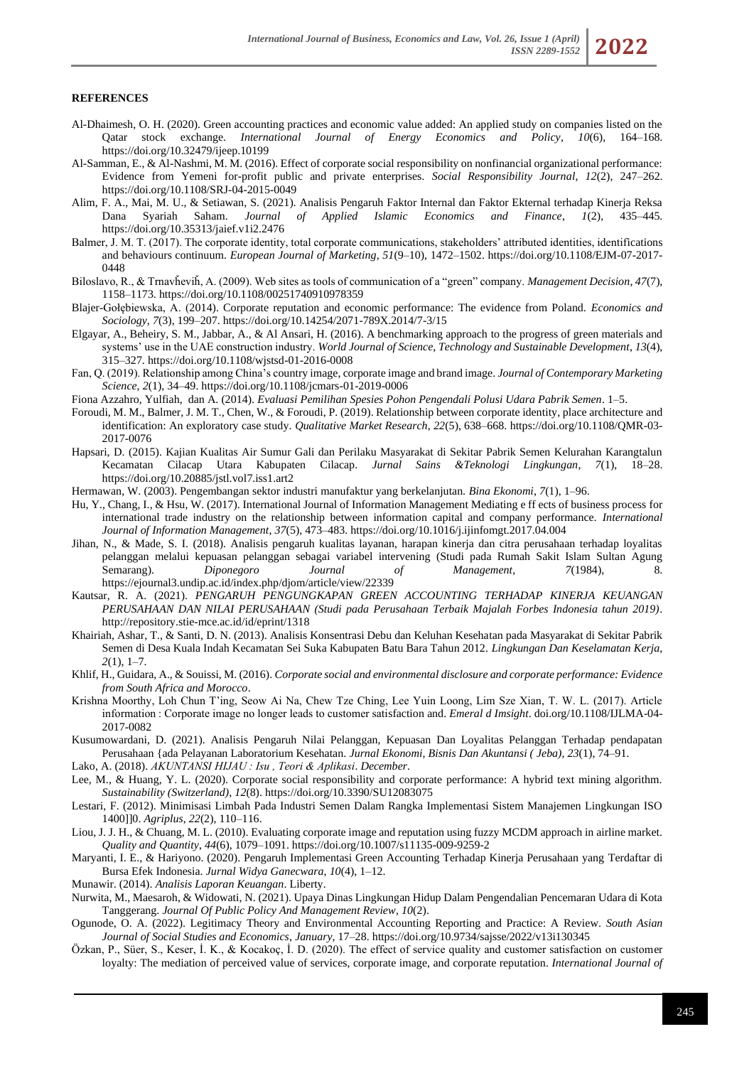## REFERENCES

Al-Dhaimesh, O. H. (2020). Green accounting practices and economic value added: An applied study on companies listed on the Qatar stock exchange. *International Journal of Energy Economics and Policy*, *10*(6), 164–168. https://doi.org/10.32479/ijeep.10199

Al-Samman, E., & Al-Nashmi, M. M. (2016). Effect of corporate social responsibility on nonfinancial organizational performance: Evidence from Yemeni for-profit public and private enterprises. *Social Responsibility Journal*, *12*(2), 247–262. https://doi.org/10.1108/SRJ-04-2015-0049

Alim, F. A., Mai, M. U., & Setiawan, S. (2021). Analisis Pengaruh Faktor Internal dan Faktor Ekternal terhadap Kinerja Reksa Dana Syariah Saham. *Journal of Applied Islamic Economics and Finance*, *1*(2), 435–445. https://doi.org/10.35313/jaief.v1i2.2476

Balmer, J. M. T. (2017). The corporate identity, total corporate communications, stakeholders' attributed identities, identifications and behaviours continuum. *European Journal of Marketing*, *51*(9–10), 1472–1502. https://doi.org/10.1108/EJM-07-2017-0448

Biloslavo, R., & Trnavčevič, A. (2009). Web sites as tools of communication of a "green" company. *Management Decision*, *47*(7), 1158–1173. https://doi.org/10.1108/00251740910978359

Blajer-Gołębiewska, A. (2014). Corporate reputation and economic performance: The evidence from Poland. *Economics and Sociology*, *7*(3), 199–207. https://doi.org/10.14254/2071-789X.2014/7-3/15

Elgayar, A., Beheiry, S. M., Jabbar, A., & Al Ansari, H. (2016). A benchmarking approach to the progress of green materials and systems' use in the UAE construction industry. *World Journal of Science, Technology and Sustainable Development*, *13*(4), 315–327. https://doi.org/10.1108/wjstsd-01-2016-0008

Fan, Q. (2019). Relationship among China's country image, corporate image and brand image. *Journal of Contemporary Marketing Science*, *2*(1), 34–49. https://doi.org/10.1108/jcmars-01-2019-0006

Fiona Azzahro, Yulfiah, dan A. (2014). *Evaluasi Pemilihan Spesies Pohon Pengendali Polusi Udara Pabrik Semen*. 1–5.

Foroudi, M. M., Balmer, J. M. T., Chen, W., & Foroudi, P. (2019). Relationship between corporate identity, place architecture and identification: An exploratory case study. *Qualitative Market Research*, *22*(5), 638–668. https://doi.org/10.1108/QMR-03-2017-0076

Hapsari, D. (2015). Kajian Kualitas Air Sumur Gali dan Perilaku Masyarakat di Sekitar Pabrik Semen Kelurahan Karangtalun Kecamatan Cilacap Utara Kabupaten Cilacap. *Jurnal Sains &Teknologi Lingkungan*, *7*(1), 18–28. https://doi.org/10.20885/jstl.vol7.iss1.art2

Hermawan, W. (2003). Pengembangan sektor industri manufaktur yang berkelanjutan. *Bina Ekonomi*, *7*(1), 1–96.

Hu, Y., Chang, I., & Hsu, W. (2017). International Journal of Information Management Mediating e ff ects of business process for international trade industry on the relationship between information capital and company performance. *International Journal of Information Management*, *37*(5), 473–483. https://doi.org/10.1016/j.ijinfomgt.2017.04.004

Jihan, N., & Made, S. I. (2018). Analisis pengaruh kualitas layanan, harapan kinerja dan citra perusahaan terhadap loyalitas pelanggan melalui kepuasan pelanggan sebagai variabel intervening (Studi pada Rumah Sakit Islam Sultan Agung Semarang). *Diponegoro Journal of Management*, *7*(1984), 8. https://ejournal3.undip.ac.id/index.php/djom/article/view/22339

Kautsar, R. A. (2021). *PENGARUH PENGUNGKAPAN GREEN ACCOUNTING TERHADAP KINERJA KEUANGAN PERUSAHAAN DAN NILAI PERUSAHAAN (Studi pada Perusahaan Terbaik Majalah Forbes Indonesia tahun 2019)*. http://repository.stie-mce.ac.id/id/eprint/1318

Khairiah, Ashar, T., & Santi, D. N. (2013). Analisis Konsentrasi Debu dan Keluhan Kesehatan pada Masyarakat di Sekitar Pabrik Semen di Desa Kuala Indah Kecamatan Sei Suka Kabupaten Batu Bara Tahun 2012. *Lingkungan Dan Keselamatan Kerja*, *2*(1), 1–7.

Khlif, H., Guidara, A., & Souissi, M. (2016). *Corporate social and environmental disclosure and corporate performance: Evidence from South Africa and Morocco*.

Krishna Moorthy, Loh Chun T'ing, Seow Ai Na, Chew Tze Ching, Lee Yuin Loong, Lim Sze Xian, T. W. L. (2017). Article information : Corporate image no longer leads to customer satisfaction and. *Emeral d Imsight*. doi.org/10.1108/IJLMA-04-2017-0082

Kusumowardani, D. (2021). Analisis Pengaruh Nilai Pelanggan, Kepuasan Dan Loyalitas Pelanggan Terhadap pendapatan Perusahaan {ada Pelayanan Laboratorium Kesehatan. *Jurnal Ekonomi, Bisnis Dan Akuntansi ( Jeba)*, *23*(1), 74–91.

Lako, A. (2018). *AKUNTANSI HIJAU : Isu , Teori & Aplikasi*. *December*.

Lee, M., & Huang, Y. L. (2020). Corporate social responsibility and corporate performance: A hybrid text mining algorithm. *Sustainability (Switzerland)*, *12*(8). https://doi.org/10.3390/SU12083075

Lestari, F. (2012). Minimisasi Limbah Pada Industri Semen Dalam Rangka Implementasi Sistem Manajemen Lingkungan ISO 1400]]0. *Agriplus*, *22*(2), 110–116.

Liou, J. J. H., & Chuang, M. L. (2010). Evaluating corporate image and reputation using fuzzy MCDM approach in airline market. *Quality and Quantity*, *44*(6), 1079–1091. https://doi.org/10.1007/s11135-009-9259-2

Maryanti, I. E., & Hariyono. (2020). Pengaruh Implementasi Green Accounting Terhadap Kinerja Perusahaan yang Terdaftar di Bursa Efek Indonesia. *Jurnal Widya Ganecwara*, *10*(4), 1–12.

Munawir. (2014). *Analisis Laporan Keuangan*. Liberty.

Nurwita, M., Maesaroh, & Widowati, N. (2021). Upaya Dinas Lingkungan Hidup Dalam Pengendalian Pencemaran Udara di Kota Tanggerang. *Journal Of Public Policy And Management Review*, *10*(2).

Ogunode, O. A. (2022). Legitimacy Theory and Environmental Accounting Reporting and Practice: A Review. *South Asian Journal of Social Studies and Economics*, *January*, 17–28. https://doi.org/10.9734/sajsse/2022/v13i130345

Özkan, P., Süer, S., Keser, İ. K., & Kocakoç, İ. D. (2020). The effect of service quality and customer satisfaction on customer loyalty: The mediation of perceived value of services, corporate image, and corporate reputation. *International Journal of*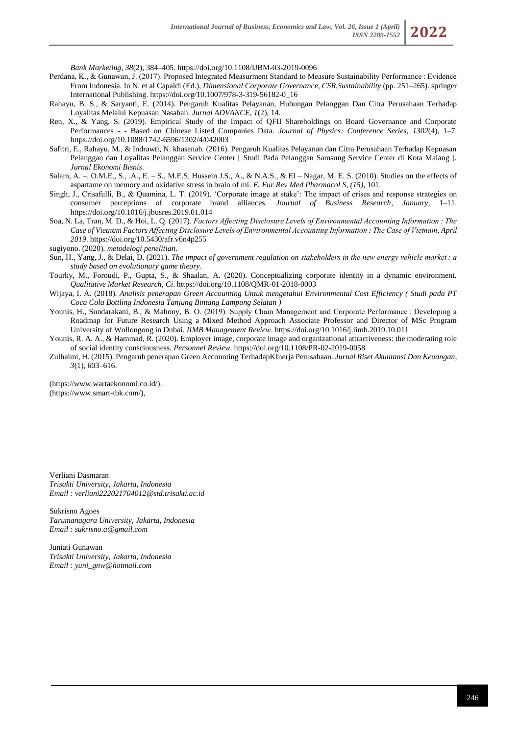*Bank Marketing*, *38*(2), 384–405. https://doi.org/10.1108/IJBM-03-2019-0096

Perdana, K., & Gunawan, J. (2017). Proposed Integrated Measurment Standard to Measure Sustainability Performance : Evidence From Indonesia. In N. et al Capaldi (Ed.), *Dimensional Corporate Governance, CSR,Sustainability* (pp. 251–265). springer International Publishing. https://doi.org/10.1007/978-3-319-56182-0_16

Rahayu, B. S., & Saryanti, E. (2014). Pengaruh Kualitas Pelayanan, Hubungan Pelanggan Dan Citra Perusahaan Terhadap Loyalitas Melalui Kepuasan Nasabah. *Jurnal ADVANCE*, *1*(2), 14.

Ren, X., & Yang, S. (2019). Empirical Study of the Impact of QFII Shareholdings on Board Governance and Corporate Performances - - Based on Chinese Listed Companies Data. *Journal of Physics: Conference Series*, *1302*(4), 1–7. https://doi.org/10.1088/1742-6596/1302/4/042003

Safitri, E., Rahayu, M., & Indrawti, N. khasanah. (2016). Pengaruh Kualitas Pelayanan dan Citra Perusahaan Terhadap Kepuasan Pelanggan dan Loyalitas Pelanggan Service Center [ Studi Pada Pelanggan Samsung Service Center di Kota Malang ]. *Jurnal Ekonomi Bisnis*.

Salam, A. –, O.M.E., S., .A., E. – S., M.E.S, Hussein J.S., A., & N.A.S., & El – Nagar, M. E. S. (2010). Studies on the effects of aspartame on memory and oxidative stress in brain of mi. *E. Eur Rev Med Pharmacol S*, *(15)*, 101.

Singh, J., Crisafulli, B., & Quamina, L. T. (2019). 'Corporate image at stake': The impact of crises and response strategies on consumer perceptions of corporate brand alliances. *Journal of Business Research*, *January*, 1–11. https://doi.org/10.1016/j.jbusres.2019.01.014

Soa, N. La, Tran, M. D., & Hoi, L. Q. (2017). *Factors Affecting Disclosure Levels of Environmental Accounting Information : The Case of Vietnam Factors Affecting Disclosure Levels of Environmental Accounting Information : The Case of Vietnam*. *April 2019*. https://doi.org/10.5430/afr.v6n4p255

sugiyono. (2020). *metodelogi penelitian*.

Sun, H., Yang, J., & Delai, D. (2021). *The impact of government regulation on stakeholders in the new energy vehicle market : a study based on evolutionary game theory*.

Tourky, M., Foroudi, P., Gupta, S., & Shaalan, A. (2020). Conceptualizing corporate identity in a dynamic environment. *Qualitative Market Research*, *Ci*. https://doi.org/10.1108/QMR-01-2018-0003

Wijaya, I. A. (2018). *Analisis penerapan Green Accounting Untuk mengetahui Environmental Cost Efficiency ( Studi pada PT Coca Cola Bottling Indonesia Tanjung Bintang Lampung Selatan )*

Younis, H., Sundarakani, B., & Mahony, B. O. (2019). Supply Chain Management and Corporate Performance : Developing a Roadmap for Future Research Using a Mixed Method Approach Associate Professor and Director of MSc Program University of Wollongong in Dubai. *IIMB Management Review*. https://doi.org/10.1016/j.iimb.2019.10.011

Younis, R. A. A., & Hammad, R. (2020). Employer image, corporate image and organizational attractiveness: the moderating role of social identity consciousness. *Personnel Review*. https://doi.org/10.1108/PR-02-2019-0058

Zulhaimi, H. (2015). Pengaruh penerapan Green Accounting TerhadapKInerja Perusahaan. *Jurnal Riset Akuntansi Dan Keuangan*, *3*(1), 603–616.

(https://www.wartaekonomi.co.id/).
(https://www.smart-tbk.com/),

Verliani Dasmaran
*Trisakti University, Jakarta, Indonesia*
*Email : verliani222021704012@std.trisakti.ac.id*

Sukrisno Agoes
*Tarumanagara University, Jakarta, Indonesia*
*Email : sukrisno.a@gmail.com*

Juniati Gunawan
*Trisakti University, Jakarta, Indonesia*
*Email : yuni_gnw@hotmail.com*